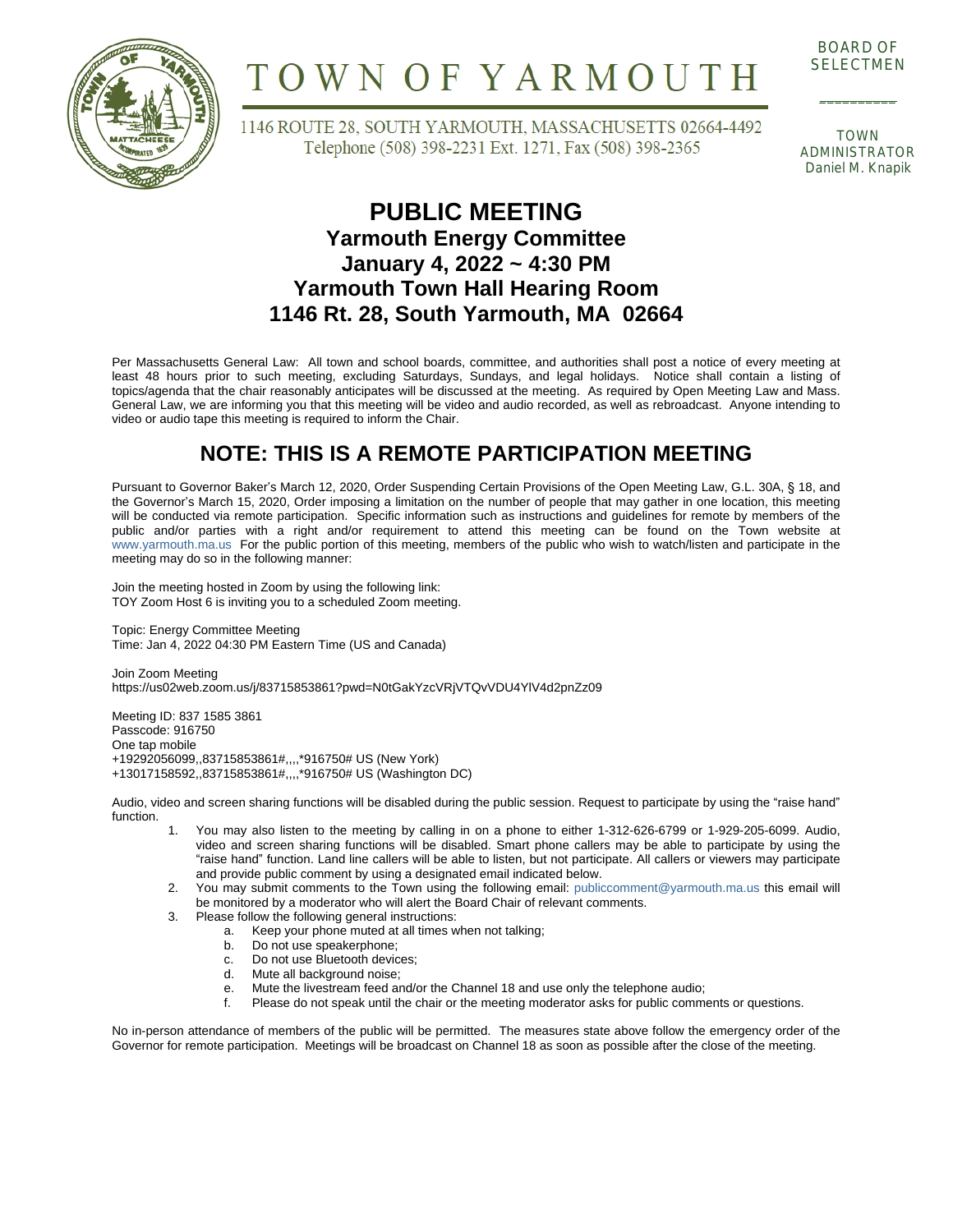# TOWN OF YARMOUTH

1146 ROUTE 28, SOUTH YARMOUTH, MASSACHUSETTS 02664-4492
Telephone (508) 398-2231 Ext. 1271, Fax (508) 398-2365

BOARD OF SELECTMEN

TOWN ADMINISTRATOR
Daniel M. Knapik

# PUBLIC MEETING

## Yarmouth Energy Committee
## January 4, 2022 ~ 4:30 PM
## Yarmouth Town Hall Hearing Room
## 1146 Rt. 28, South Yarmouth, MA 02664

Per Massachusetts General Law: All town and school boards, committee, and authorities shall post a notice of every meeting at least 48 hours prior to such meeting, excluding Saturdays, Sundays, and legal holidays. Notice shall contain a listing of topics/agenda that the chair reasonably anticipates will be discussed at the meeting. As required by Open Meeting Law and Mass. General Law, we are informing you that this meeting will be video and audio recorded, as well as rebroadcast. Anyone intending to video or audio tape this meeting is required to inform the Chair.

## NOTE: THIS IS A REMOTE PARTICIPATION MEETING

Pursuant to Governor Baker's March 12, 2020, Order Suspending Certain Provisions of the Open Meeting Law, G.L. 30A, § 18, and the Governor's March 15, 2020, Order imposing a limitation on the number of people that may gather in one location, this meeting will be conducted via remote participation. Specific information such as instructions and guidelines for remote by members of the public and/or parties with a right and/or requirement to attend this meeting can be found on the Town website at www.yarmouth.ma.us For the public portion of this meeting, members of the public who wish to watch/listen and participate in the meeting may do so in the following manner:

Join the meeting hosted in Zoom by using the following link:
TOY Zoom Host 6 is inviting you to a scheduled Zoom meeting.

Topic: Energy Committee Meeting
Time: Jan 4, 2022 04:30 PM Eastern Time (US and Canada)

Join Zoom Meeting
https://us02web.zoom.us/j/83715853861?pwd=N0tGakYzcVRjVTQvVDU4YlV4d2pnZz09

Meeting ID: 837 1585 3861
Passcode: 916750
One tap mobile
+19292056099,,83715853861#,,,,*916750# US (New York)
+13017158592,,83715853861#,,,,*916750# US (Washington DC)

Audio, video and screen sharing functions will be disabled during the public session. Request to participate by using the "raise hand" function.

1. You may also listen to the meeting by calling in on a phone to either 1-312-626-6799 or 1-929-205-6099. Audio, video and screen sharing functions will be disabled. Smart phone callers may be able to participate by using the "raise hand" function. Land line callers will be able to listen, but not participate. All callers or viewers may participate and provide public comment by using a designated email indicated below.
2. You may submit comments to the Town using the following email: publiccomment@yarmouth.ma.us this email will be monitored by a moderator who will alert the Board Chair of relevant comments.
3. Please follow the following general instructions:
   a. Keep your phone muted at all times when not talking;
   b. Do not use speakerphone;
   c. Do not use Bluetooth devices;
   d. Mute all background noise;
   e. Mute the livestream feed and/or the Channel 18 and use only the telephone audio;
   f. Please do not speak until the chair or the meeting moderator asks for public comments or questions.

No in-person attendance of members of the public will be permitted. The measures state above follow the emergency order of the Governor for remote participation. Meetings will be broadcast on Channel 18 as soon as possible after the close of the meeting.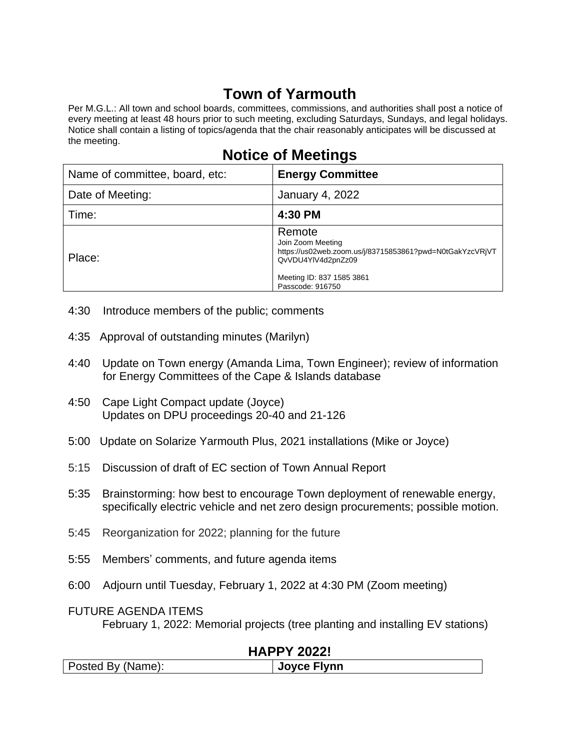# Town of Yarmouth

Per M.G.L.: All town and school boards, committees, commissions, and authorities shall post a notice of every meeting at least 48 hours prior to such meeting, excluding Saturdays, Sundays, and legal holidays. Notice shall contain a listing of topics/agenda that the chair reasonably anticipates will be discussed at the meeting.

## Notice of Meetings

| | |
|---|---|
| Name of committee, board, etc: | **Energy Committee** |
| Date of Meeting: | January 4, 2022 |
| Time: | **4:30 PM** |
| Place: | Remote<br>Join Zoom Meeting<br>https://us02web.zoom.us/j/83715853861?pwd=N0tGakYzcVRjVTQvVDU4YlV4d2pnZz09<br><br>Meeting ID: 837 1585 3861<br>Passcode: 916750 |

4:30 Introduce members of the public; comments

4:35 Approval of outstanding minutes (Marilyn)

4:40 Update on Town energy (Amanda Lima, Town Engineer); review of information for Energy Committees of the Cape & Islands database

4:50 Cape Light Compact update (Joyce)
Updates on DPU proceedings 20-40 and 21-126

5:00 Update on Solarize Yarmouth Plus, 2021 installations (Mike or Joyce)

5:15 Discussion of draft of EC section of Town Annual Report

5:35 Brainstorming: how best to encourage Town deployment of renewable energy, specifically electric vehicle and net zero design procurements; possible motion.

5:45 Reorganization for 2022; planning for the future

5:55 Members' comments, and future agenda items

6:00 Adjourn until Tuesday, February 1, 2022 at 4:30 PM (Zoom meeting)

FUTURE AGENDA ITEMS
February 1, 2022: Memorial projects (tree planting and installing EV stations)

**HAPPY 2022!**

| | |
|---|---|
| Posted By (Name): | **Joyce Flynn** |